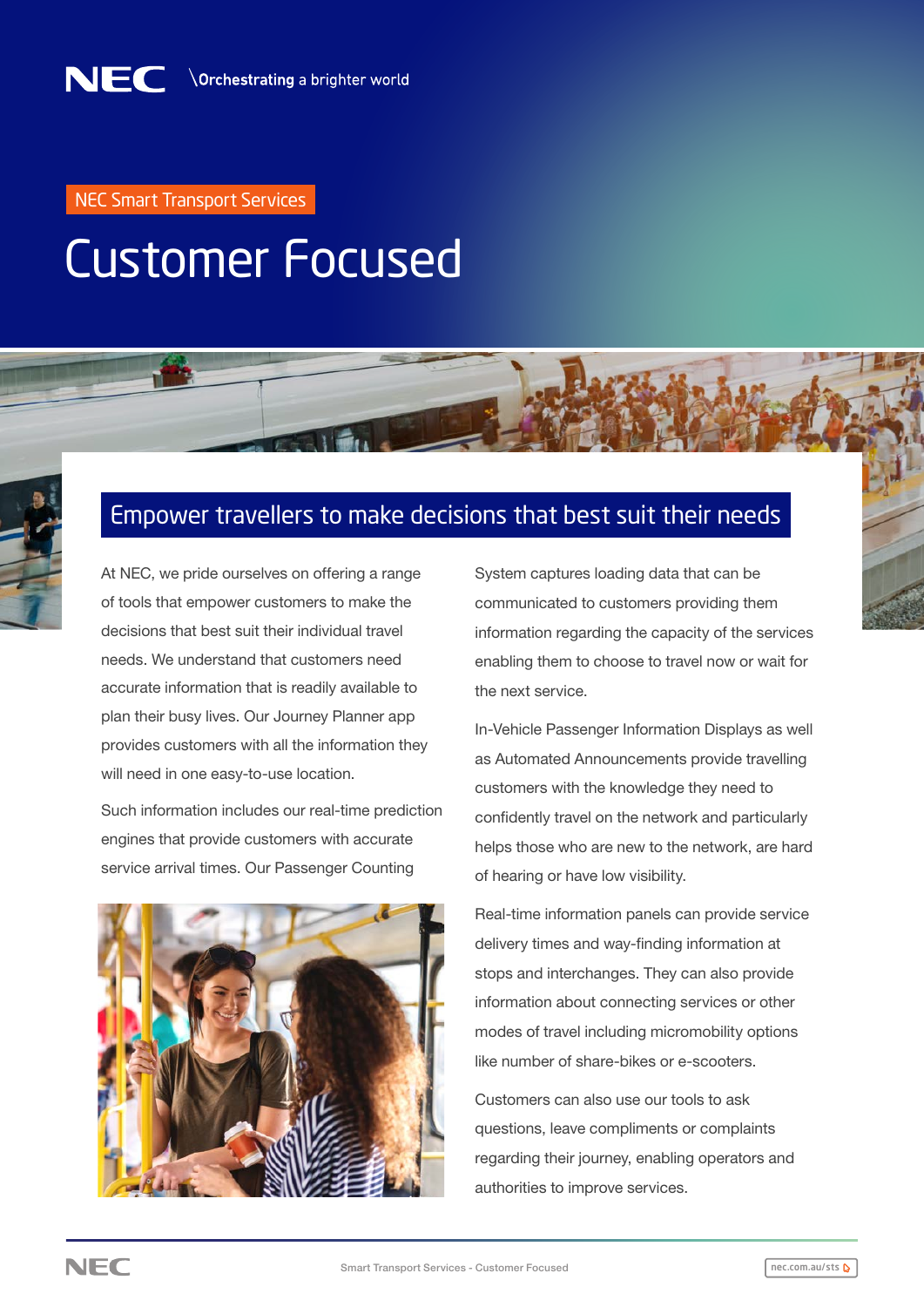NEC \Orchestrating a brighter world

NEC Smart Transport Services

# Customer Focused

## Empower travellers to make decisions that best suit their needs

At NEC, we pride ourselves on offering a range of tools that empower customers to make the decisions that best suit their individual travel needs. We understand that customers need accurate information that is readily available to plan their busy lives. Our Journey Planner app provides customers with all the information they will need in one easy-to-use location.

Such information includes our real-time prediction engines that provide customers with accurate service arrival times. Our Passenger Counting System captures loading data that can be communicated to customers providing them information regarding the capacity of the services enabling them to choose to travel now or wait for the next service.

In-Vehicle Passenger Information Displays as well as Automated Announcements provide travelling customers with the knowledge they need to confidently travel on the network and particularly helps those who are new to the network, are hard of hearing or have low visibility.

Real-time information panels can provide service delivery times and way-finding information at stops and interchanges. They can also provide information about connecting services or other modes of travel including micromobility options like number of share-bikes or e-scooters.

Customers can also use our tools to ask questions, leave compliments or complaints regarding their journey, enabling operators and authorities to improve services.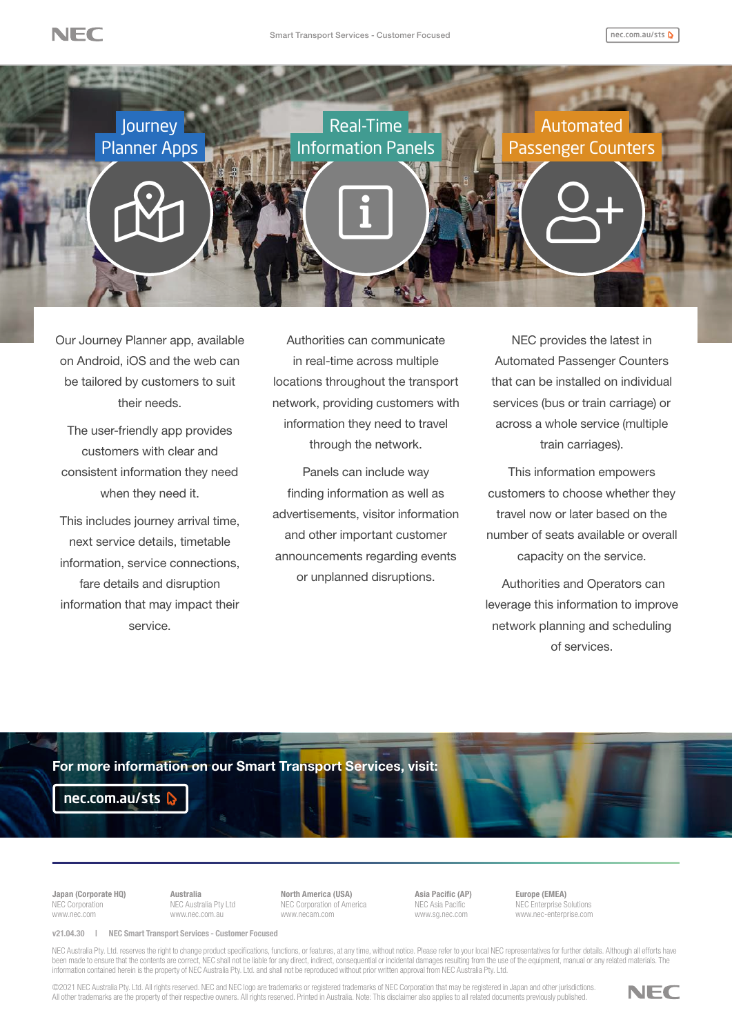## Journey Planner Apps

Our Journey Planner app, available on Android, iOS and the web can be tailored by customers to suit their needs.

The user-friendly app provides customers with clear and consistent information they need when they need it.

This includes journey arrival time, next service details, timetable information, service connections, fare details and disruption information that may impact their service.

## Real-Time Information Panels

Authorities can communicate in real-time across multiple locations throughout the transport network, providing customers with information they need to travel through the network.

Panels can include way finding information as well as advertisements, visitor information and other important customer announcements regarding events or unplanned disruptions.

## Automated Passenger Counters

NEC provides the latest in Automated Passenger Counters that can be installed on individual services (bus or train carriage) or across a whole service (multiple train carriages).

This information empowers customers to choose whether they travel now or later based on the number of seats available or overall capacity on the service.

Authorities and Operators can leverage this information to improve network planning and scheduling of services.

**For more information on our Smart Transport Services, visit:**

nec.com.au/sts

**Japan (Corporate HQ)**
NEC Corporation
www.nec.com

**Australia**
NEC Australia Pty Ltd
www.nec.com.au

**North America (USA)**
NEC Corporation of America
www.necam.com

**Asia Pacific (AP)**
NEC Asia Pacific
www.sg.nec.com

**Europe (EMEA)**
NEC Enterprise Solutions
www.nec-enterprise.com

**v21.04.30 | NEC Smart Transport Services - Customer Focused**

NEC Australia Pty. Ltd. reserves the right to change product specifications, functions, or features, at any time, without notice. Please refer to your local NEC representatives for further details. Although all efforts have been made to ensure that the contents are correct, NEC shall not be liable for any direct, indirect, consequential or incidental damages resulting from the use of the equipment, manual or any related materials. The information contained herein is the property of NEC Australia Pty. Ltd. and shall not be reproduced without prior written approval from NEC Australia Pty. Ltd.

©2021 NEC Australia Pty. Ltd. All rights reserved. NEC and NEC logo are trademarks or registered trademarks of NEC Corporation that may be registered in Japan and other jurisdictions. All other trademarks are the property of their respective owners. All rights reserved. Printed in Australia. Note: This disclaimer also applies to all related documents previously published.